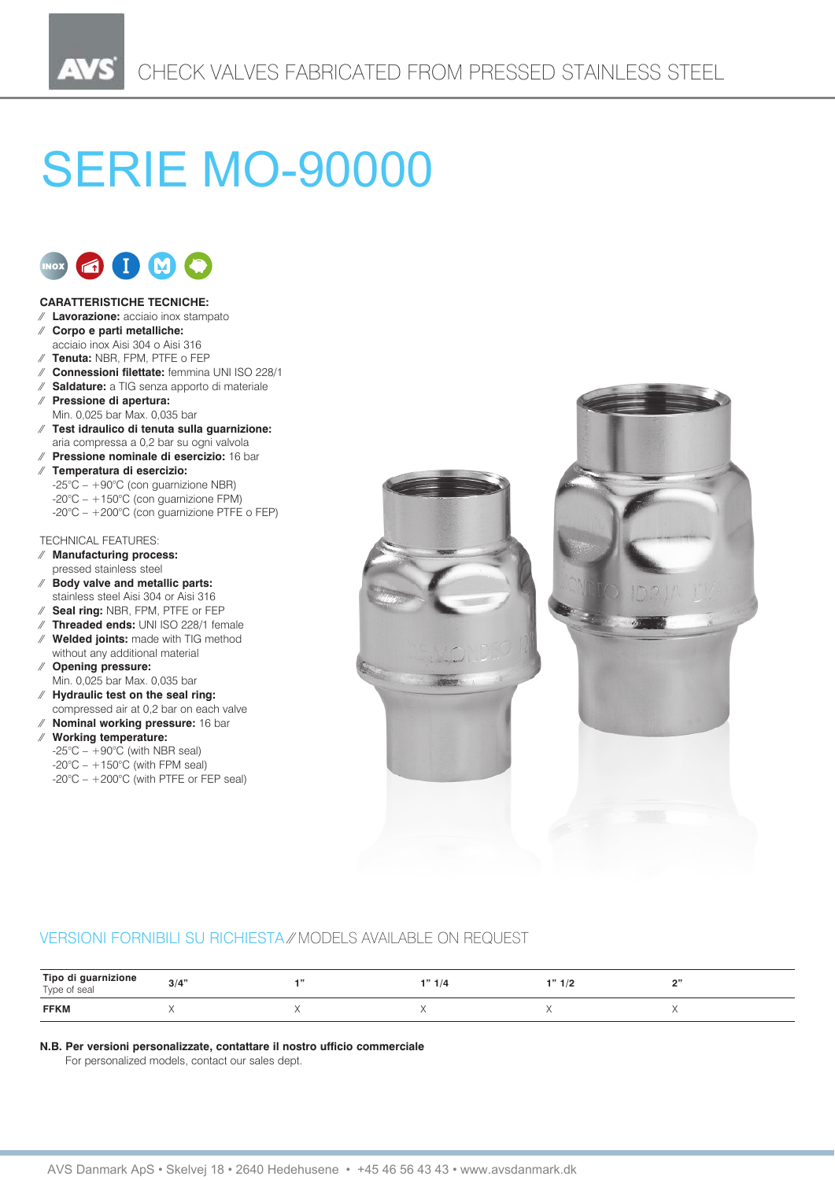CHECK VALVES FABRICATED FROM PRESSED STAINLESS STEEL

# SERIE MO-90000

**CARATTERISTICHE TECNICHE:**

- **Lavorazione:** acciaio inox stampato
- **Corpo e parti metalliche:** acciaio inox Aisi 304 o Aisi 316
- **Tenuta:** NBR, FPM, PTFE o FEP
- **Connessioni filettate:** femmina UNI ISO 228/1
- **Saldature:** a TIG senza apporto di materiale
- **Pressione di apertura:** Min. 0,025 bar Max. 0,035 bar
- **Test idraulico di tenuta sulla guarnizione:** aria compressa a 0,2 bar su ogni valvola
- **Pressione nominale di esercizio:** 16 bar
- **Temperatura di esercizio:**
  - -25°C – +90°C (con guarnizione NBR)
  - -20°C – +150°C (con guarnizione FPM)
  - -20°C – +200°C (con guarnizione PTFE o FEP)

TECHNICAL FEATURES:

- **Manufacturing process:** pressed stainless steel
- **Body valve and metallic parts:** stainless steel Aisi 304 or Aisi 316
- **Seal ring:** NBR, FPM, PTFE or FEP
- **Threaded ends:** UNI ISO 228/1 female
- **Welded joints:** made with TIG method without any additional material
- **Opening pressure:** Min. 0,025 bar Max. 0,035 bar
- **Hydraulic test on the seal ring:** compressed air at 0,2 bar on each valve
- **Nominal working pressure:** 16 bar
- **Working temperature:**
  - -25°C – +90°C (with NBR seal)
  - -20°C – +150°C (with FPM seal)
  - -20°C – +200°C (with PTFE or FEP seal)

## VERSIONI FORNIBILI SU RICHIESTA // MODELS AVAILABLE ON REQUEST

| Tipo di guarnizione<br>Type of seal | 3/4" | 1" | 1" 1/4 | 1" 1/2 | 2" |
|---|---|---|---|---|---|
| **FFKM** | X | X | X | X | X |

**N.B. Per versioni personalizzate, contattare il nostro ufficio commerciale**

For personalized models, contact our sales dept.

AVS Danmark ApS • Skelvej 18 • 2640 Hedehusene • +45 46 56 43 43 • www.avsdanmark.dk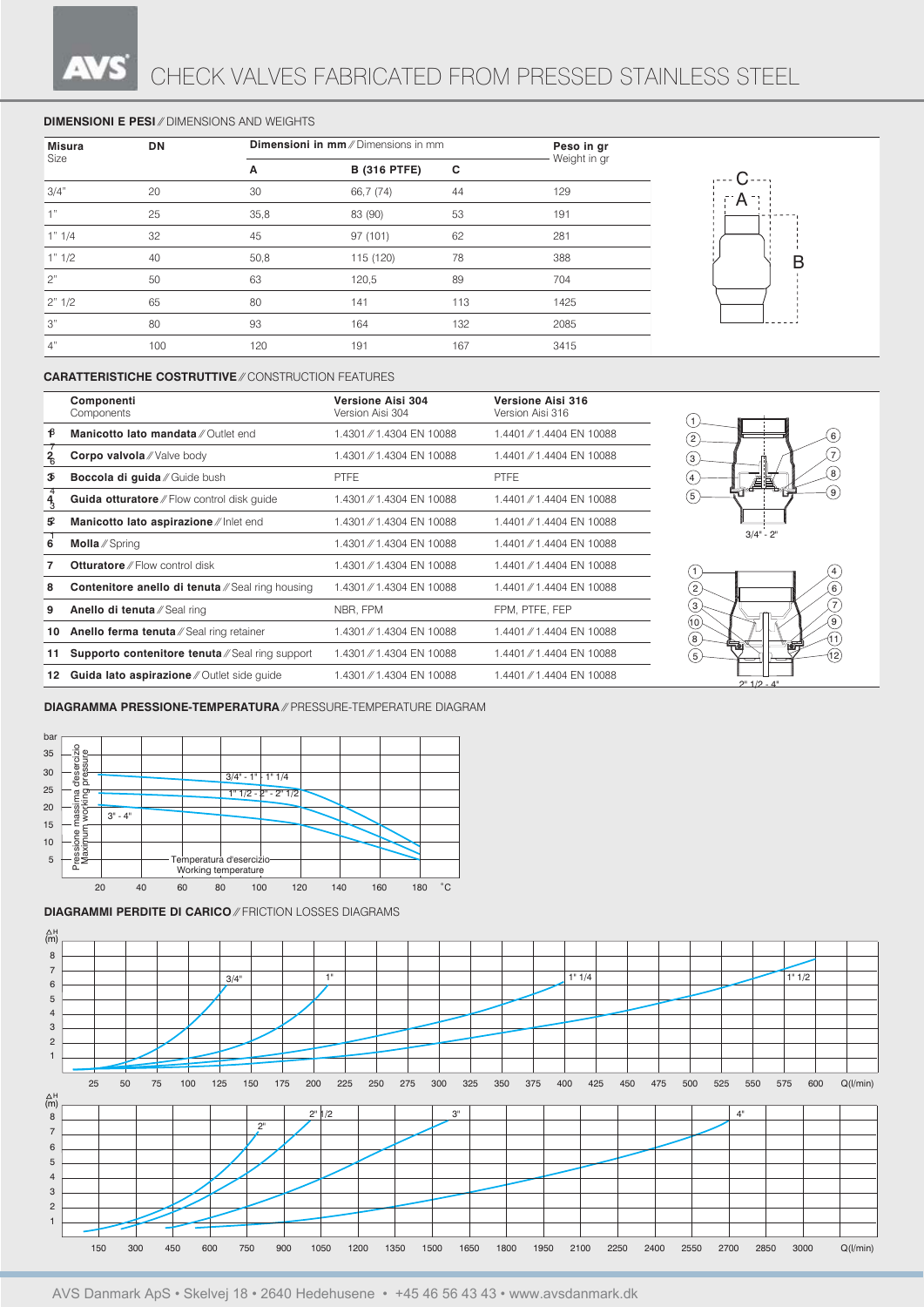# CHECK VALVES FABRICATED FROM PRESSED STAINLESS STEEL

## DIMENSIONI E PESI / DIMENSIONS AND WEIGHTS

| Misura Size | DN | Dimensioni in mm / Dimensions in mm | | | Peso in gr Weight in gr |
|---|---|---|---|---|---|
| | | A | B (316 PTFE) | C | |
| 3/4" | 20 | 30 | 66,7 (74) | 44 | 129 |
| 1" | 25 | 35,8 | 83 (90) | 53 | 191 |
| 1" 1/4 | 32 | 45 | 97 (101) | 62 | 281 |
| 1" 1/2 | 40 | 50,8 | 115 (120) | 78 | 388 |
| 2" | 50 | 63 | 120,5 | 89 | 704 |
| 2" 1/2 | 65 | 80 | 141 | 113 | 1425 |
| 3" | 80 | 93 | 164 | 132 | 2085 |
| 4" | 100 | 120 | 191 | 167 | 3415 |

C
A
B

## CARATTERISTICHE COSTRUTTIVE / CONSTRUCTION FEATURES

| | Componenti Components | Versione Aisi 304 Version Aisi 304 | Versione Aisi 316 Version Aisi 316 |
|---|---|---|---|
| 1 | **Manicotto lato mandata** / Outlet end | 1.4301 / 1.4304 EN 10088 | 1.4401 / 1.4404 EN 10088 |
| 2 | **Corpo valvola** / Valve body | 1.4301 / 1.4304 EN 10088 | 1.4401 / 1.4404 EN 10088 |
| 3 | **Boccola di guida** / Guide bush | PTFE | PTFE |
| 4 | **Guida otturatore** / Flow control disk guide | 1.4301 / 1.4304 EN 10088 | 1.4401 / 1.4404 EN 10088 |
| 5 | **Manicotto lato aspirazione** / Inlet end | 1.4301 / 1.4304 EN 10088 | 1.4401 / 1.4404 EN 10088 |
| 6 | **Molla** / Spring | 1.4301 / 1.4304 EN 10088 | 1.4401 / 1.4404 EN 10088 |
| 7 | **Otturatore** / Flow control disk | 1.4301 / 1.4304 EN 10088 | 1.4401 / 1.4404 EN 10088 |
| 8 | **Contenitore anello di tenuta** / Seal ring housing | 1.4301 / 1.4304 EN 10088 | 1.4401 / 1.4404 EN 10088 |
| 9 | **Anello di tenuta** / Seal ring | NBR, FPM | FPM, PTFE, FEP |
| 10 | **Anello ferma tenuta** / Seal ring retainer | 1.4301 / 1.4304 EN 10088 | 1.4401 / 1.4404 EN 10088 |
| 11 | **Supporto contenitore tenuta** / Seal ring support | 1.4301 / 1.4304 EN 10088 | 1.4401 / 1.4404 EN 10088 |
| 12 | **Guida lato aspirazione** / Outlet side guide | 1.4301 / 1.4304 EN 10088 | 1.4401 / 1.4404 EN 10088 |

3/4" - 2"

2" 1/2 - 4"

## DIAGRAMMA PRESSIONE-TEMPERATURA / PRESSURE-TEMPERATURE DIAGRAM

bar
35
30
25
20
15
10
5
Pressione massima desercizio
Maximum working pressure
3/4" - 1" - 1" 1/4
1" 1/2 - 2" - 2" 1/2
3" - 4"
Temperatura d'esercizio
Working temperature
20 40 60 80 100 120 140 160 180 °C

## DIAGRAMMI PERDITE DI CARICO / FRICTION LOSSES DIAGRAMS

ΔH (m)
8 7 6 5 4 3 2 1
3/4"
1"
1" 1/4
1" 1/2
25 50 75 100 125 150 175 200 225 250 275 300 325 350 375 400 425 450 475 500 525 550 575 600 Q(l/min)

ΔH (m)
8 7 6 5 4 3 2 1
2"
2" 1/2
3"
4"
150 300 450 600 750 900 1050 1200 1350 1500 1650 1800 1950 2100 2250 2400 2550 2700 2850 3000 Q(l/min)

AVS Danmark ApS • Skelvej 18 • 2640 Hedehusene • +45 46 56 43 43 • www.avsdanmark.dk